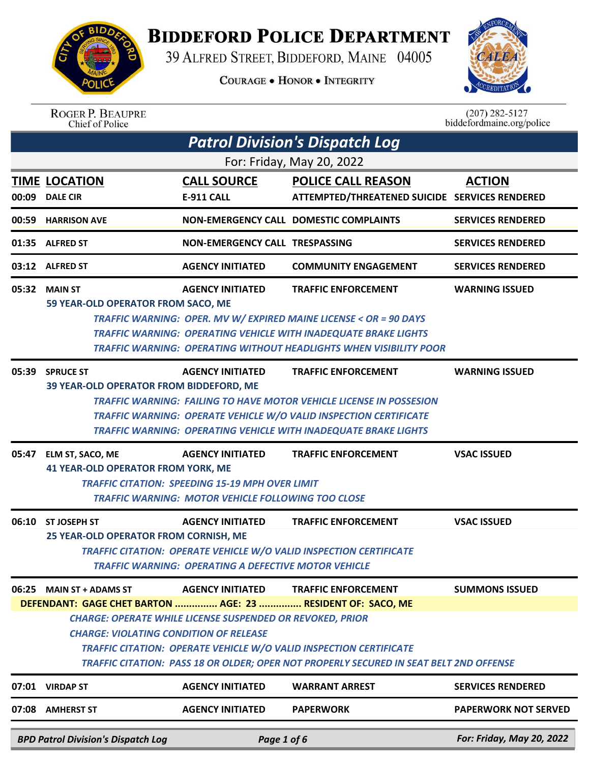# BIDDEFORD POLICE DEPARTMENT

39 ALFRED STREET, BIDDEFORD, MAINE 04005

COURAGE • HONOR • INTEGRITY

ROGER P. BEAUPRE
Chief of Police

(207) 282-5127
biddefordmaine.org/police

## Patrol Division's Dispatch Log

For: Friday, May 20, 2022

| TIME | LOCATION | CALL SOURCE | POLICE CALL REASON | ACTION |
|---|---|---|---|---|
| 00:09 | DALE CIR | E-911 CALL | ATTEMPTED/THREATENED SUICIDE | SERVICES RENDERED |
| 00:59 | HARRISON AVE | NON-EMERGENCY CALL | DOMESTIC COMPLAINTS | SERVICES RENDERED |
| 01:35 | ALFRED ST | NON-EMERGENCY CALL | TRESPASSING | SERVICES RENDERED |
| 03:12 | ALFRED ST | AGENCY INITIATED | COMMUNITY ENGAGEMENT | SERVICES RENDERED |
| 05:32 | MAIN ST | AGENCY INITIATED | TRAFFIC ENFORCEMENT | WARNING ISSUED |

59 YEAR-OLD OPERATOR FROM SACO, ME

*TRAFFIC WARNING: OPER. MV W/ EXPIRED MAINE LICENSE < OR = 90 DAYS*
*TRAFFIC WARNING: OPERATING VEHICLE WITH INADEQUATE BRAKE LIGHTS*
*TRAFFIC WARNING: OPERATING WITHOUT HEADLIGHTS WHEN VISIBILITY POOR*

| TIME | LOCATION | CALL SOURCE | POLICE CALL REASON | ACTION |
|---|---|---|---|---|
| 05:39 | SPRUCE ST | AGENCY INITIATED | TRAFFIC ENFORCEMENT | WARNING ISSUED |

39 YEAR-OLD OPERATOR FROM BIDDEFORD, ME

*TRAFFIC WARNING: FAILING TO HAVE MOTOR VEHICLE LICENSE IN POSSESION*
*TRAFFIC WARNING: OPERATE VEHICLE W/O VALID INSPECTION CERTIFICATE*
*TRAFFIC WARNING: OPERATING VEHICLE WITH INADEQUATE BRAKE LIGHTS*

| TIME | LOCATION | CALL SOURCE | POLICE CALL REASON | ACTION |
|---|---|---|---|---|
| 05:47 | ELM ST, SACO, ME | AGENCY INITIATED | TRAFFIC ENFORCEMENT | VSAC ISSUED |

41 YEAR-OLD OPERATOR FROM YORK, ME

*TRAFFIC CITATION: SPEEDING 15-19 MPH OVER LIMIT*
*TRAFFIC WARNING: MOTOR VEHICLE FOLLOWING TOO CLOSE*

| TIME | LOCATION | CALL SOURCE | POLICE CALL REASON | ACTION |
|---|---|---|---|---|
| 06:10 | ST JOSEPH ST | AGENCY INITIATED | TRAFFIC ENFORCEMENT | VSAC ISSUED |

25 YEAR-OLD OPERATOR FROM CORNISH, ME

*TRAFFIC CITATION: OPERATE VEHICLE W/O VALID INSPECTION CERTIFICATE*
*TRAFFIC WARNING: OPERATING A DEFECTIVE MOTOR VEHICLE*

| TIME | LOCATION | CALL SOURCE | POLICE CALL REASON | ACTION |
|---|---|---|---|---|
| 06:25 | MAIN ST + ADAMS ST | AGENCY INITIATED | TRAFFIC ENFORCEMENT | SUMMONS ISSUED |

DEFENDANT: GAGE CHET BARTON ............... AGE: 23 ............... RESIDENT OF: SACO, ME

*CHARGE: OPERATE WHILE LICENSE SUSPENDED OR REVOKED, PRIOR*
*CHARGE: VIOLATING CONDITION OF RELEASE*
*TRAFFIC CITATION: OPERATE VEHICLE W/O VALID INSPECTION CERTIFICATE*
*TRAFFIC CITATION: PASS 18 OR OLDER; OPER NOT PROPERLY SECURED IN SEAT BELT 2ND OFFENSE*

| TIME | LOCATION | CALL SOURCE | POLICE CALL REASON | ACTION |
|---|---|---|---|---|
| 07:01 | VIRDAP ST | AGENCY INITIATED | WARRANT ARREST | SERVICES RENDERED |
| 07:08 | AMHERST ST | AGENCY INITIATED | PAPERWORK | PAPERWORK NOT SERVED |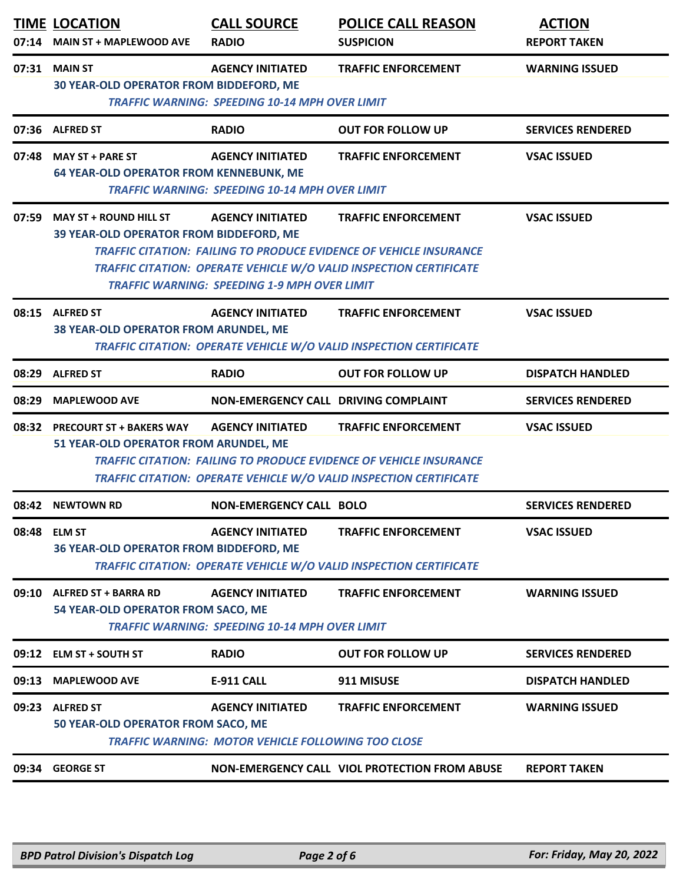| TIME | LOCATION | CALL SOURCE | POLICE CALL REASON | ACTION |
|---|---|---|---|---|
| 07:14 | MAIN ST + MAPLEWOOD AVE | RADIO | SUSPICION | REPORT TAKEN |
| 07:31 | MAIN ST | AGENCY INITIATED | TRAFFIC ENFORCEMENT | WARNING ISSUED |
| | 30 YEAR-OLD OPERATOR FROM BIDDEFORD, ME<br>*TRAFFIC WARNING: SPEEDING 10-14 MPH OVER LIMIT* | | | |
| 07:36 | ALFRED ST | RADIO | OUT FOR FOLLOW UP | SERVICES RENDERED |
| 07:48 | MAY ST + PARE ST | AGENCY INITIATED | TRAFFIC ENFORCEMENT | VSAC ISSUED |
| | 64 YEAR-OLD OPERATOR FROM KENNEBUNK, ME<br>*TRAFFIC WARNING: SPEEDING 10-14 MPH OVER LIMIT* | | | |
| 07:59 | MAY ST + ROUND HILL ST | AGENCY INITIATED | TRAFFIC ENFORCEMENT | VSAC ISSUED |
| | 39 YEAR-OLD OPERATOR FROM BIDDEFORD, ME<br>*TRAFFIC CITATION: FAILING TO PRODUCE EVIDENCE OF VEHICLE INSURANCE*<br>*TRAFFIC CITATION: OPERATE VEHICLE W/O VALID INSPECTION CERTIFICATE*<br>*TRAFFIC WARNING: SPEEDING 1-9 MPH OVER LIMIT* | | | |
| 08:15 | ALFRED ST | AGENCY INITIATED | TRAFFIC ENFORCEMENT | VSAC ISSUED |
| | 38 YEAR-OLD OPERATOR FROM ARUNDEL, ME<br>*TRAFFIC CITATION: OPERATE VEHICLE W/O VALID INSPECTION CERTIFICATE* | | | |
| 08:29 | ALFRED ST | RADIO | OUT FOR FOLLOW UP | DISPATCH HANDLED |
| 08:29 | MAPLEWOOD AVE | NON-EMERGENCY CALL | DRIVING COMPLAINT | SERVICES RENDERED |
| 08:32 | PRECOURT ST + BAKERS WAY | AGENCY INITIATED | TRAFFIC ENFORCEMENT | VSAC ISSUED |
| | 51 YEAR-OLD OPERATOR FROM ARUNDEL, ME<br>*TRAFFIC CITATION: FAILING TO PRODUCE EVIDENCE OF VEHICLE INSURANCE*<br>*TRAFFIC CITATION: OPERATE VEHICLE W/O VALID INSPECTION CERTIFICATE* | | | |
| 08:42 | NEWTOWN RD | NON-EMERGENCY CALL | BOLO | SERVICES RENDERED |
| 08:48 | ELM ST | AGENCY INITIATED | TRAFFIC ENFORCEMENT | VSAC ISSUED |
| | 36 YEAR-OLD OPERATOR FROM BIDDEFORD, ME<br>*TRAFFIC CITATION: OPERATE VEHICLE W/O VALID INSPECTION CERTIFICATE* | | | |
| 09:10 | ALFRED ST + BARRA RD | AGENCY INITIATED | TRAFFIC ENFORCEMENT | WARNING ISSUED |
| | 54 YEAR-OLD OPERATOR FROM SACO, ME<br>*TRAFFIC WARNING: SPEEDING 10-14 MPH OVER LIMIT* | | | |
| 09:12 | ELM ST + SOUTH ST | RADIO | OUT FOR FOLLOW UP | SERVICES RENDERED |
| 09:13 | MAPLEWOOD AVE | E-911 CALL | 911 MISUSE | DISPATCH HANDLED |
| 09:23 | ALFRED ST | AGENCY INITIATED | TRAFFIC ENFORCEMENT | WARNING ISSUED |
| | 50 YEAR-OLD OPERATOR FROM SACO, ME<br>*TRAFFIC WARNING: MOTOR VEHICLE FOLLOWING TOO CLOSE* | | | |
| 09:34 | GEORGE ST | NON-EMERGENCY CALL | VIOL PROTECTION FROM ABUSE | REPORT TAKEN |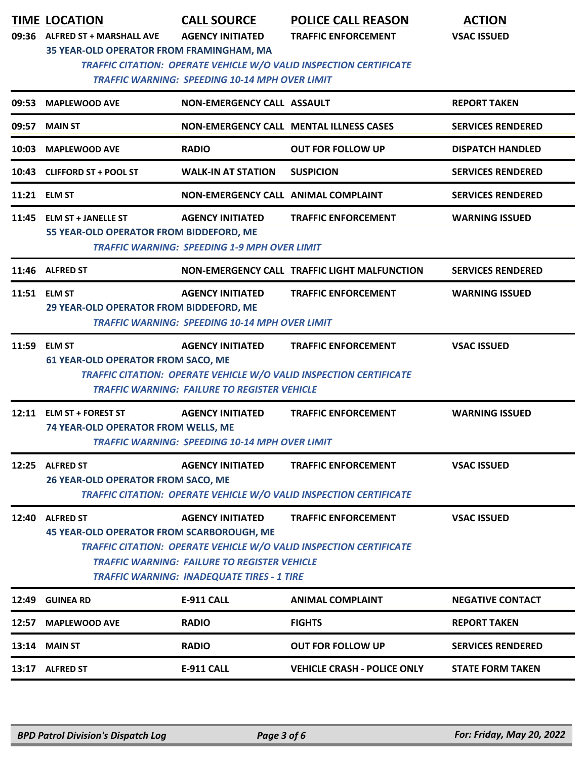| TIME | LOCATION | CALL SOURCE | POLICE CALL REASON | ACTION |
|---|---|---|---|---|
| 09:36 | ALFRED ST + MARSHALL AVE | AGENCY INITIATED | TRAFFIC ENFORCEMENT | VSAC ISSUED |
| | 35 YEAR-OLD OPERATOR FROM FRAMINGHAM, MA<br>*TRAFFIC CITATION: OPERATE VEHICLE W/O VALID INSPECTION CERTIFICATE*<br>*TRAFFIC WARNING: SPEEDING 10-14 MPH OVER LIMIT* | | | |
| 09:53 | MAPLEWOOD AVE | NON-EMERGENCY CALL | ASSAULT | REPORT TAKEN |
| 09:57 | MAIN ST | NON-EMERGENCY CALL | MENTAL ILLNESS CASES | SERVICES RENDERED |
| 10:03 | MAPLEWOOD AVE | RADIO | OUT FOR FOLLOW UP | DISPATCH HANDLED |
| 10:43 | CLIFFORD ST + POOL ST | WALK-IN AT STATION | SUSPICION | SERVICES RENDERED |
| 11:21 | ELM ST | NON-EMERGENCY CALL | ANIMAL COMPLAINT | SERVICES RENDERED |
| 11:45 | ELM ST + JANELLE ST | AGENCY INITIATED | TRAFFIC ENFORCEMENT | WARNING ISSUED |
| | 55 YEAR-OLD OPERATOR FROM BIDDEFORD, ME<br>*TRAFFIC WARNING: SPEEDING 1-9 MPH OVER LIMIT* | | | |
| 11:46 | ALFRED ST | NON-EMERGENCY CALL | TRAFFIC LIGHT MALFUNCTION | SERVICES RENDERED |
| 11:51 | ELM ST | AGENCY INITIATED | TRAFFIC ENFORCEMENT | WARNING ISSUED |
| | 29 YEAR-OLD OPERATOR FROM BIDDEFORD, ME<br>*TRAFFIC WARNING: SPEEDING 10-14 MPH OVER LIMIT* | | | |
| 11:59 | ELM ST | AGENCY INITIATED | TRAFFIC ENFORCEMENT | VSAC ISSUED |
| | 61 YEAR-OLD OPERATOR FROM SACO, ME<br>*TRAFFIC CITATION: OPERATE VEHICLE W/O VALID INSPECTION CERTIFICATE*<br>*TRAFFIC WARNING: FAILURE TO REGISTER VEHICLE* | | | |
| 12:11 | ELM ST + FOREST ST | AGENCY INITIATED | TRAFFIC ENFORCEMENT | WARNING ISSUED |
| | 74 YEAR-OLD OPERATOR FROM WELLS, ME<br>*TRAFFIC WARNING: SPEEDING 10-14 MPH OVER LIMIT* | | | |
| 12:25 | ALFRED ST | AGENCY INITIATED | TRAFFIC ENFORCEMENT | VSAC ISSUED |
| | 26 YEAR-OLD OPERATOR FROM SACO, ME<br>*TRAFFIC CITATION: OPERATE VEHICLE W/O VALID INSPECTION CERTIFICATE* | | | |
| 12:40 | ALFRED ST | AGENCY INITIATED | TRAFFIC ENFORCEMENT | VSAC ISSUED |
| | 45 YEAR-OLD OPERATOR FROM SCARBOROUGH, ME<br>*TRAFFIC CITATION: OPERATE VEHICLE W/O VALID INSPECTION CERTIFICATE*<br>*TRAFFIC WARNING: FAILURE TO REGISTER VEHICLE*<br>*TRAFFIC WARNING: INADEQUATE TIRES - 1 TIRE* | | | |
| 12:49 | GUINEA RD | E-911 CALL | ANIMAL COMPLAINT | NEGATIVE CONTACT |
| 12:57 | MAPLEWOOD AVE | RADIO | FIGHTS | REPORT TAKEN |
| 13:14 | MAIN ST | RADIO | OUT FOR FOLLOW UP | SERVICES RENDERED |
| 13:17 | ALFRED ST | E-911 CALL | VEHICLE CRASH - POLICE ONLY | STATE FORM TAKEN |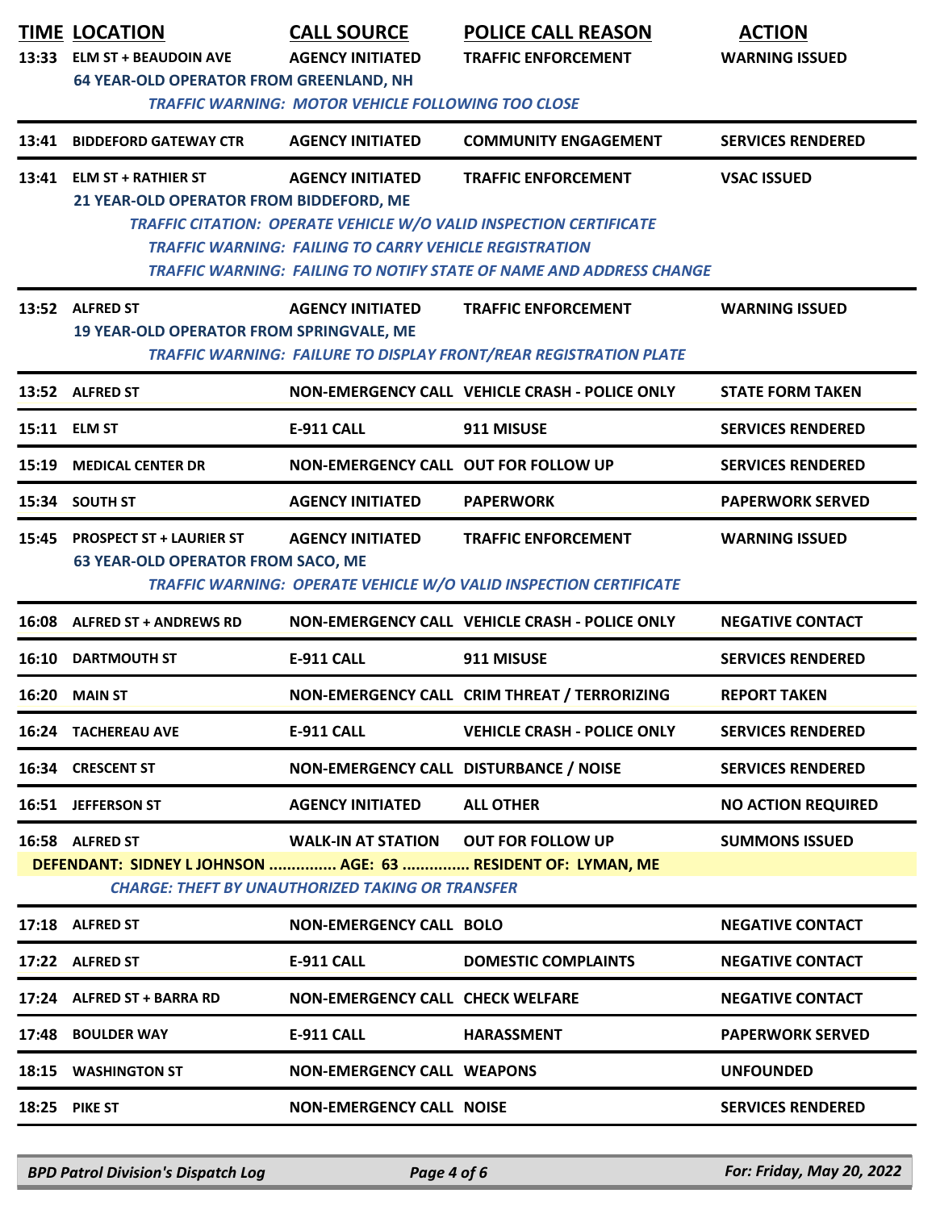| TIME | LOCATION | CALL SOURCE | POLICE CALL REASON | ACTION |
|---|---|---|---|---|
| 13:33 | ELM ST + BEAUDOIN AVE | AGENCY INITIATED | TRAFFIC ENFORCEMENT | WARNING ISSUED |
| | 64 YEAR-OLD OPERATOR FROM GREENLAND, NH | | | |
| | *TRAFFIC WARNING: MOTOR VEHICLE FOLLOWING TOO CLOSE* | | | |
| 13:41 | BIDDEFORD GATEWAY CTR | AGENCY INITIATED | COMMUNITY ENGAGEMENT | SERVICES RENDERED |
| 13:41 | ELM ST + RATHIER ST | AGENCY INITIATED | TRAFFIC ENFORCEMENT | VSAC ISSUED |
| | 21 YEAR-OLD OPERATOR FROM BIDDEFORD, ME | | | |
| | *TRAFFIC CITATION: OPERATE VEHICLE W/O VALID INSPECTION CERTIFICATE* | | | |
| | *TRAFFIC WARNING: FAILING TO CARRY VEHICLE REGISTRATION* | | | |
| | *TRAFFIC WARNING: FAILING TO NOTIFY STATE OF NAME AND ADDRESS CHANGE* | | | |
| 13:52 | ALFRED ST | AGENCY INITIATED | TRAFFIC ENFORCEMENT | WARNING ISSUED |
| | 19 YEAR-OLD OPERATOR FROM SPRINGVALE, ME | | | |
| | *TRAFFIC WARNING: FAILURE TO DISPLAY FRONT/REAR REGISTRATION PLATE* | | | |
| 13:52 | ALFRED ST | NON-EMERGENCY CALL | VEHICLE CRASH - POLICE ONLY | STATE FORM TAKEN |
| 15:11 | ELM ST | E-911 CALL | 911 MISUSE | SERVICES RENDERED |
| 15:19 | MEDICAL CENTER DR | NON-EMERGENCY CALL | OUT FOR FOLLOW UP | SERVICES RENDERED |
| 15:34 | SOUTH ST | AGENCY INITIATED | PAPERWORK | PAPERWORK SERVED |
| 15:45 | PROSPECT ST + LAURIER ST | AGENCY INITIATED | TRAFFIC ENFORCEMENT | WARNING ISSUED |
| | 63 YEAR-OLD OPERATOR FROM SACO, ME | | | |
| | *TRAFFIC WARNING: OPERATE VEHICLE W/O VALID INSPECTION CERTIFICATE* | | | |
| 16:08 | ALFRED ST + ANDREWS RD | NON-EMERGENCY CALL | VEHICLE CRASH - POLICE ONLY | NEGATIVE CONTACT |
| 16:10 | DARTMOUTH ST | E-911 CALL | 911 MISUSE | SERVICES RENDERED |
| 16:20 | MAIN ST | NON-EMERGENCY CALL | CRIM THREAT / TERRORIZING | REPORT TAKEN |
| 16:24 | TACHEREAU AVE | E-911 CALL | VEHICLE CRASH - POLICE ONLY | SERVICES RENDERED |
| 16:34 | CRESCENT ST | NON-EMERGENCY CALL | DISTURBANCE / NOISE | SERVICES RENDERED |
| 16:51 | JEFFERSON ST | AGENCY INITIATED | ALL OTHER | NO ACTION REQUIRED |
| 16:58 | ALFRED ST | WALK-IN AT STATION | OUT FOR FOLLOW UP | SUMMONS ISSUED |
| | DEFENDANT: SIDNEY L JOHNSON ............... AGE: 63 ............... RESIDENT OF: LYMAN, ME | | | |
| | *CHARGE: THEFT BY UNAUTHORIZED TAKING OR TRANSFER* | | | |
| 17:18 | ALFRED ST | NON-EMERGENCY CALL | BOLO | NEGATIVE CONTACT |
| 17:22 | ALFRED ST | E-911 CALL | DOMESTIC COMPLAINTS | NEGATIVE CONTACT |
| 17:24 | ALFRED ST + BARRA RD | NON-EMERGENCY CALL | CHECK WELFARE | NEGATIVE CONTACT |
| 17:48 | BOULDER WAY | E-911 CALL | HARASSMENT | PAPERWORK SERVED |
| 18:15 | WASHINGTON ST | NON-EMERGENCY CALL | WEAPONS | UNFOUNDED |
| 18:25 | PIKE ST | NON-EMERGENCY CALL | NOISE | SERVICES RENDERED |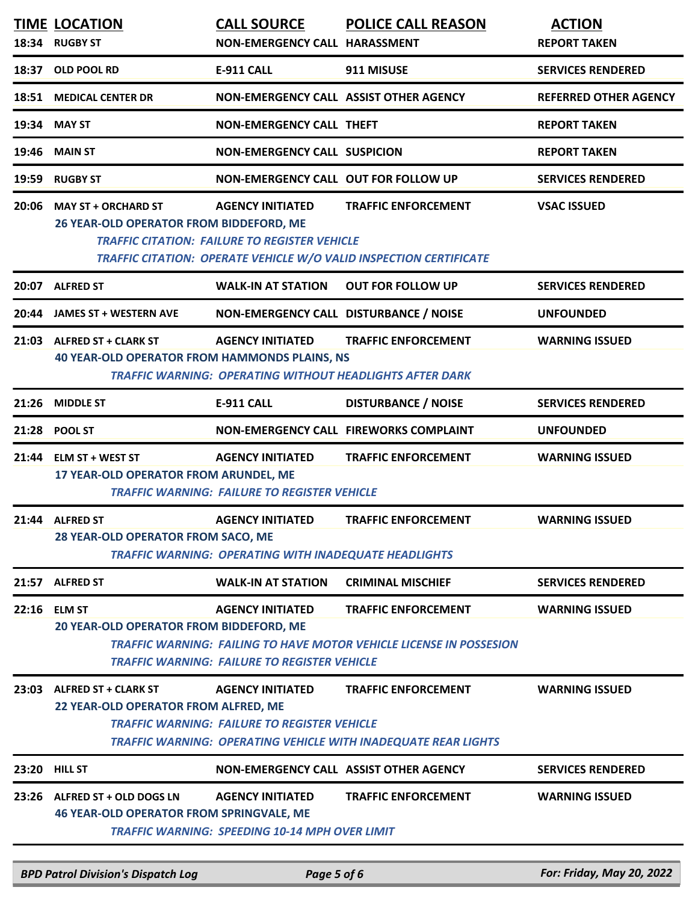| TIME | LOCATION | CALL SOURCE | POLICE CALL REASON | ACTION |
|---|---|---|---|---|
| 18:34 | RUGBY ST | NON-EMERGENCY CALL | HARASSMENT | REPORT TAKEN |
| 18:37 | OLD POOL RD | E-911 CALL | 911 MISUSE | SERVICES RENDERED |
| 18:51 | MEDICAL CENTER DR | NON-EMERGENCY CALL | ASSIST OTHER AGENCY | REFERRED OTHER AGENCY |
| 19:34 | MAY ST | NON-EMERGENCY CALL | THEFT | REPORT TAKEN |
| 19:46 | MAIN ST | NON-EMERGENCY CALL | SUSPICION | REPORT TAKEN |
| 19:59 | RUGBY ST | NON-EMERGENCY CALL | OUT FOR FOLLOW UP | SERVICES RENDERED |
| 20:06 | MAY ST + ORCHARD ST<br>26 YEAR-OLD OPERATOR FROM BIDDEFORD, ME<br>*TRAFFIC CITATION: FAILURE TO REGISTER VEHICLE*<br>*TRAFFIC CITATION: OPERATE VEHICLE W/O VALID INSPECTION CERTIFICATE* | AGENCY INITIATED | TRAFFIC ENFORCEMENT | VSAC ISSUED |
| 20:07 | ALFRED ST | WALK-IN AT STATION | OUT FOR FOLLOW UP | SERVICES RENDERED |
| 20:44 | JAMES ST + WESTERN AVE | NON-EMERGENCY CALL | DISTURBANCE / NOISE | UNFOUNDED |
| 21:03 | ALFRED ST + CLARK ST<br>40 YEAR-OLD OPERATOR FROM HAMMONDS PLAINS, NS<br>*TRAFFIC WARNING: OPERATING WITHOUT HEADLIGHTS AFTER DARK* | AGENCY INITIATED | TRAFFIC ENFORCEMENT | WARNING ISSUED |
| 21:26 | MIDDLE ST | E-911 CALL | DISTURBANCE / NOISE | SERVICES RENDERED |
| 21:28 | POOL ST | NON-EMERGENCY CALL | FIREWORKS COMPLAINT | UNFOUNDED |
| 21:44 | ELM ST + WEST ST<br>17 YEAR-OLD OPERATOR FROM ARUNDEL, ME<br>*TRAFFIC WARNING: FAILURE TO REGISTER VEHICLE* | AGENCY INITIATED | TRAFFIC ENFORCEMENT | WARNING ISSUED |
| 21:44 | ALFRED ST<br>28 YEAR-OLD OPERATOR FROM SACO, ME<br>*TRAFFIC WARNING: OPERATING WITH INADEQUATE HEADLIGHTS* | AGENCY INITIATED | TRAFFIC ENFORCEMENT | WARNING ISSUED |
| 21:57 | ALFRED ST | WALK-IN AT STATION | CRIMINAL MISCHIEF | SERVICES RENDERED |
| 22:16 | ELM ST<br>20 YEAR-OLD OPERATOR FROM BIDDEFORD, ME<br>*TRAFFIC WARNING: FAILING TO HAVE MOTOR VEHICLE LICENSE IN POSSESION*<br>*TRAFFIC WARNING: FAILURE TO REGISTER VEHICLE* | AGENCY INITIATED | TRAFFIC ENFORCEMENT | WARNING ISSUED |
| 23:03 | ALFRED ST + CLARK ST<br>22 YEAR-OLD OPERATOR FROM ALFRED, ME<br>*TRAFFIC WARNING: FAILURE TO REGISTER VEHICLE*<br>*TRAFFIC WARNING: OPERATING VEHICLE WITH INADEQUATE REAR LIGHTS* | AGENCY INITIATED | TRAFFIC ENFORCEMENT | WARNING ISSUED |
| 23:20 | HILL ST | NON-EMERGENCY CALL | ASSIST OTHER AGENCY | SERVICES RENDERED |
| 23:26 | ALFRED ST + OLD DOGS LN<br>46 YEAR-OLD OPERATOR FROM SPRINGVALE, ME<br>*TRAFFIC WARNING: SPEEDING 10-14 MPH OVER LIMIT* | AGENCY INITIATED | TRAFFIC ENFORCEMENT | WARNING ISSUED |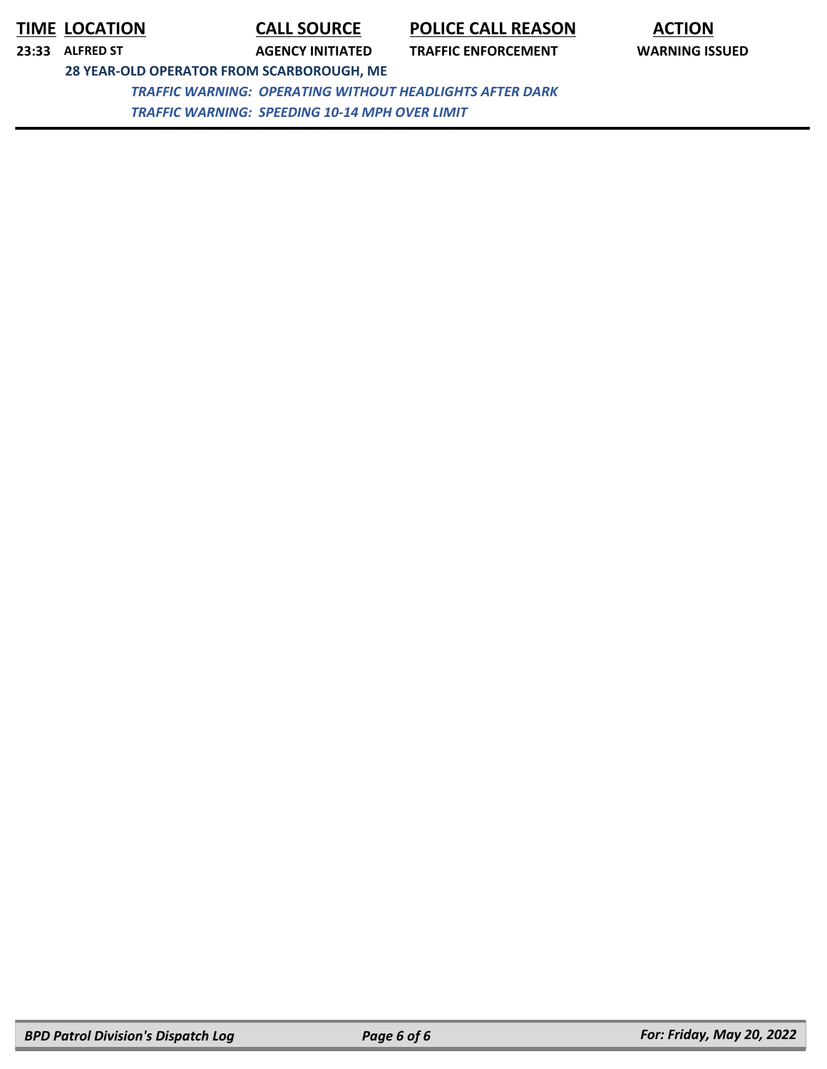| TIME | LOCATION | CALL SOURCE | POLICE CALL REASON | ACTION |
|---|---|---|---|---|
| 23:33 | ALFRED ST | AGENCY INITIATED | TRAFFIC ENFORCEMENT | WARNING ISSUED |

**28 YEAR-OLD OPERATOR FROM SCARBOROUGH, ME**

*TRAFFIC WARNING: OPERATING WITHOUT HEADLIGHTS AFTER DARK*

*TRAFFIC WARNING: SPEEDING 10-14 MPH OVER LIMIT*